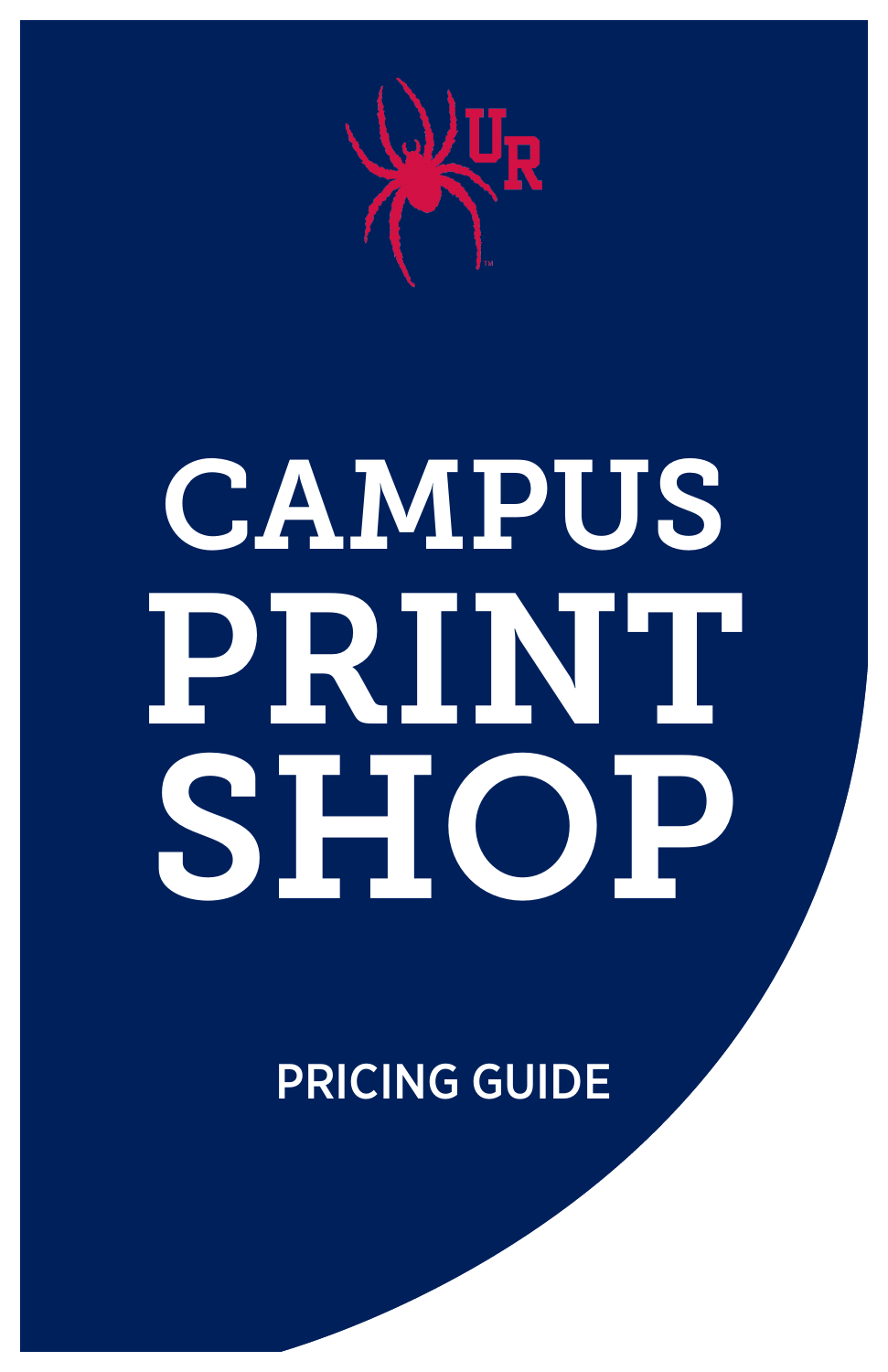# CAMPUS PRINT SHOP

PRICING GUIDE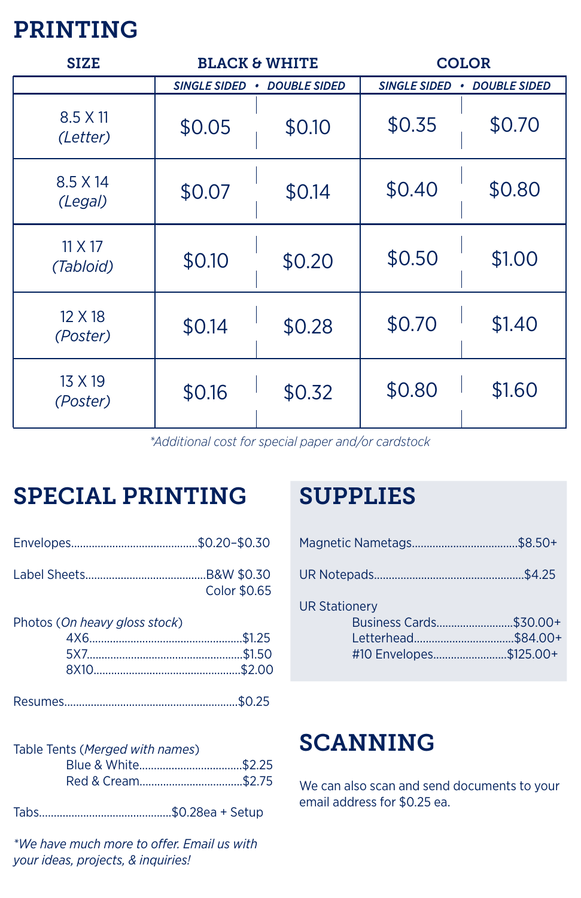# PRINTING

| SIZE | BLACK & WHITE | | COLOR | |
|---|---|---|---|---|
| | *SINGLE SIDED* | *DOUBLE SIDED* | *SINGLE SIDED* | *DOUBLE SIDED* |
| 8.5 X 11 *(Letter)* | $0.05 | $0.10 | $0.35 | $0.70 |
| 8.5 X 14 *(Legal)* | $0.07 | $0.14 | $0.40 | $0.80 |
| 11 X 17 *(Tabloid)* | $0.10 | $0.20 | $0.50 | $1.00 |
| 12 X 18 *(Poster)* | $0.14 | $0.28 | $0.70 | $1.40 |
| 13 X 19 *(Poster)* | $0.16 | $0.32 | $0.80 | $1.60 |

*\*Additional cost for special paper and/or cardstock*

## SPECIAL PRINTING

Envelopes..........$0.20–$0.30

Label Sheets..........B&W $0.30
Color $0.65

Photos (*On heavy gloss stock*)
- 4X6..........$1.25
- 5X7..........$1.50
- 8X10..........$2.00

Resumes..........$0.25

Table Tents (*Merged with names*)
- Blue & White..........$2.25
- Red & Cream..........$2.75

Tabs..........$0.28ea + Setup

*\*We have much more to offer. Email us with your ideas, projects, & inquiries!*

## SUPPLIES

Magnetic Nametags..........$8.50+

UR Notepads..........$4.25

UR Stationery
- Business Cards..........$30.00+
- Letterhead..........$84.00+
- #10 Envelopes..........$125.00+

## SCANNING

We can also scan and send documents to your email address for $0.25 ea.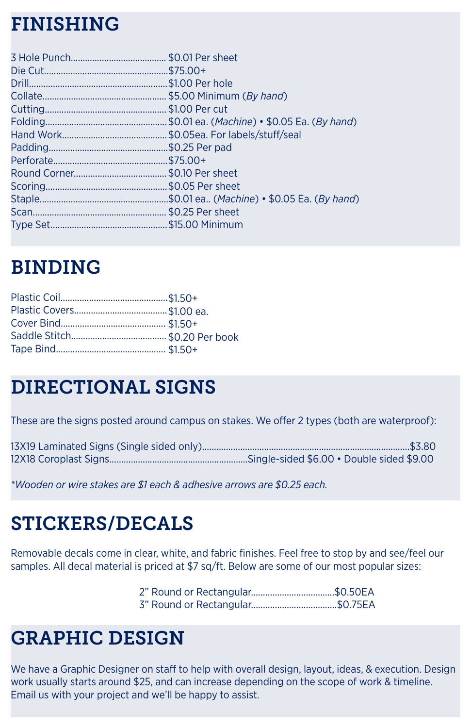# FINISHING

| Service | Price |
| --- | --- |
| 3 Hole Punch | $0.01 Per sheet |
| Die Cut | $75.00+ |
| Drill | $1.00 Per hole |
| Collate | $5.00 Minimum (*By hand*) |
| Cutting | $1.00 Per cut |
| Folding | $0.01 ea. (*Machine*) • $0.05 Ea. (*By hand*) |
| Hand Work | $0.05ea. For labels/stuff/seal |
| Padding | $0.25 Per pad |
| Perforate | $75.00+ |
| Round Corner | $0.10 Per sheet |
| Scoring | $0.05 Per sheet |
| Staple | $0.01 ea.. (*Machine*) • $0.05 Ea. (*By hand*) |
| Scan | $0.25 Per sheet |
| Type Set | $15.00 Minimum |

# BINDING

| Service | Price |
| --- | --- |
| Plastic Coil | $1.50+ |
| Plastic Covers | $1.00 ea. |
| Cover Bind | $1.50+ |
| Saddle Stitch | $0.20 Per book |
| Tape Bind | $1.50+ |

# DIRECTIONAL SIGNS

These are the signs posted around campus on stakes. We offer 2 types (both are waterproof):

| Sign | Price |
| --- | --- |
| 13X19 Laminated Signs (Single sided only) | $3.80 |
| 12X18 Coroplast Signs | Single-sided $6.00 • Double sided $9.00 |

*\*Wooden or wire stakes are $1 each & adhesive arrows are $0.25 each.*

# STICKERS/DECALS

Removable decals come in clear, white, and fabric finishes. Feel free to stop by and see/feel our samples. All decal material is priced at $7 sq/ft. Below are some of our most popular sizes:

| Size | Price |
| --- | --- |
| 2" Round or Rectangular | $0.50EA |
| 3" Round or Rectangular | $0.75EA |

# GRAPHIC DESIGN

We have a Graphic Designer on staff to help with overall design, layout, ideas, & execution. Design work usually starts around $25, and can increase depending on the scope of work & timeline. Email us with your project and we'll be happy to assist.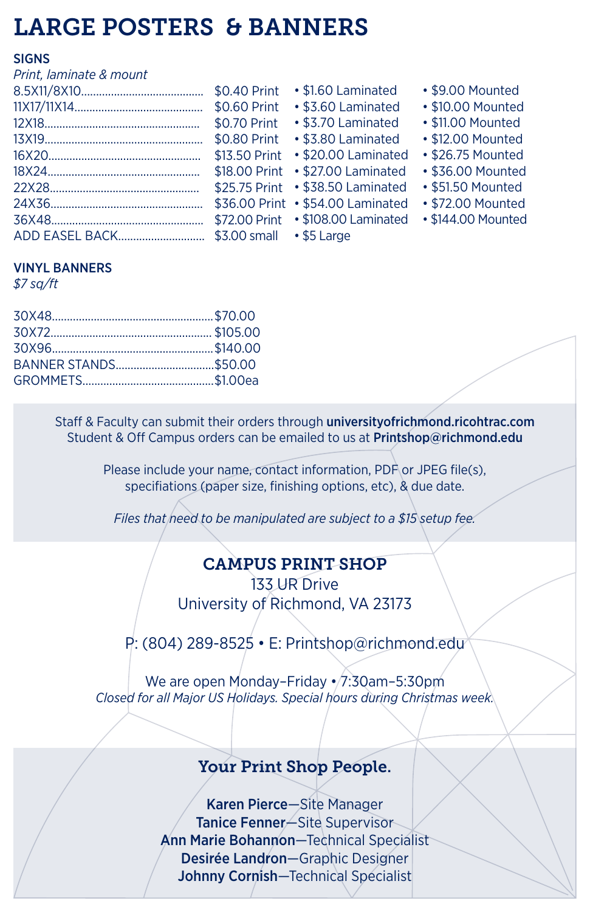# LARGE POSTERS & BANNERS

## SIGNS

*Print, laminate & mount*

| | | | |
|---|---|---|---|
| 8.5X11/8X10 | $0.40 Print | • $1.60 Laminated | • $9.00 Mounted |
| 11X17/11X14 | $0.60 Print | • $3.60 Laminated | • $10.00 Mounted |
| 12X18 | $0.70 Print | • $3.70 Laminated | • $11.00 Mounted |
| 13X19 | $0.80 Print | • $3.80 Laminated | • $12.00 Mounted |
| 16X20 | $13.50 Print | • $20.00 Laminated | • $26.75 Mounted |
| 18X24 | $18.00 Print | • $27.00 Laminated | • $36.00 Mounted |
| 22X28 | $25.75 Print | • $38.50 Laminated | • $51.50 Mounted |
| 24X36 | $36.00 Print | • $54.00 Laminated | • $72.00 Mounted |
| 36X48 | $72.00 Print | • $108.00 Laminated | • $144.00 Mounted |
| ADD EASEL BACK | $3.00 small | • $5 Large | |

## VINYL BANNERS

*$7 sq/ft*

| | |
|---|---|
| 30X48 | $70.00 |
| 30X72 | $105.00 |
| 30X96 | $140.00 |
| BANNER STANDS | $50.00 |
| GROMMETS | $1.00ea |

Staff & Faculty can submit their orders through **universityofrichmond.ricohtrac.com**
Student & Off Campus orders can be emailed to us at **Printshop@richmond.edu**

Please include your name, contact information, PDF or JPEG file(s), specifiations (paper size, finishing options, etc), & due date.

*Files that need to be manipulated are subject to a $15 setup fee.*

## CAMPUS PRINT SHOP

133 UR Drive
University of Richmond, VA 23173

P: (804) 289-8525 • E: Printshop@richmond.edu

We are open Monday–Friday • 7:30am–5:30pm
*Closed for all Major US Holidays. Special hours during Christmas week.*

## Your Print Shop People.

**Karen Pierce**—Site Manager
**Tanice Fenner**—Site Supervisor
**Ann Marie Bohannon**—Technical Specialist
**Desirée Landron**—Graphic Designer
**Johnny Cornish**—Technical Specialist